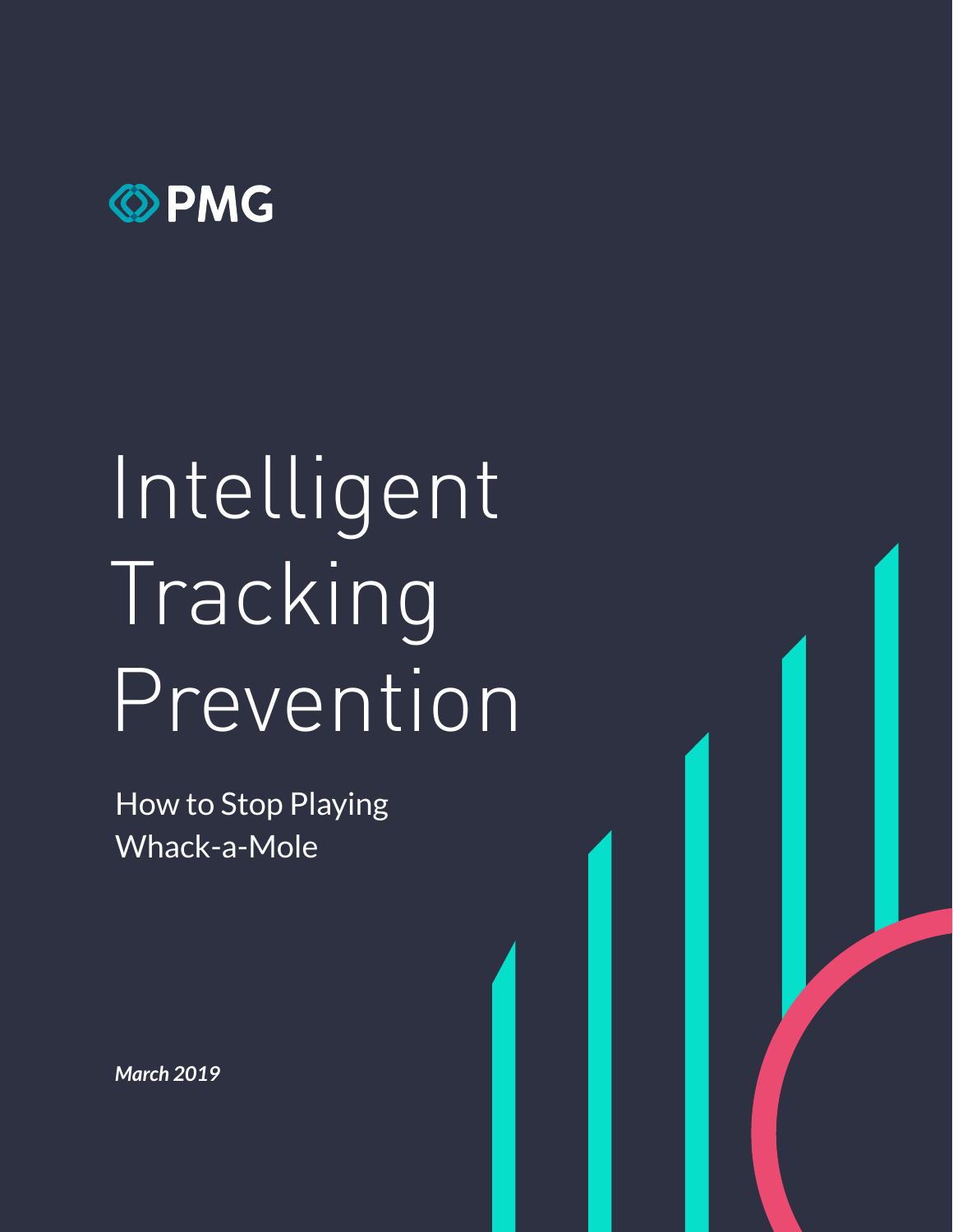PMG

# Intelligent Tracking Prevention

## How to Stop Playing Whack-a-Mole

*March 2019*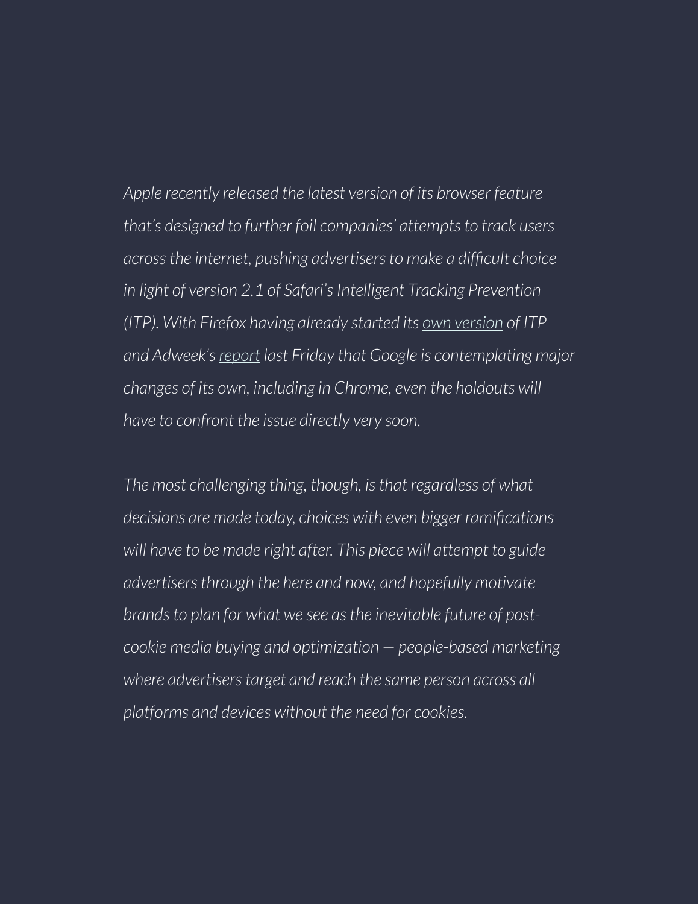*Apple recently released the latest version of its browser feature that's designed to further foil companies' attempts to track users across the internet, pushing advertisers to make a difficult choice in light of version 2.1 of Safari's Intelligent Tracking Prevention (ITP). With Firefox having already started its own version of ITP and Adweek's report last Friday that Google is contemplating major changes of its own, including in Chrome, even the holdouts will have to confront the issue directly very soon.*

*The most challenging thing, though, is that regardless of what decisions are made today, choices with even bigger ramifications will have to be made right after. This piece will attempt to guide advertisers through the here and now, and hopefully motivate brands to plan for what we see as the inevitable future of post-cookie media buying and optimization — people-based marketing where advertisers target and reach the same person across all platforms and devices without the need for cookies.*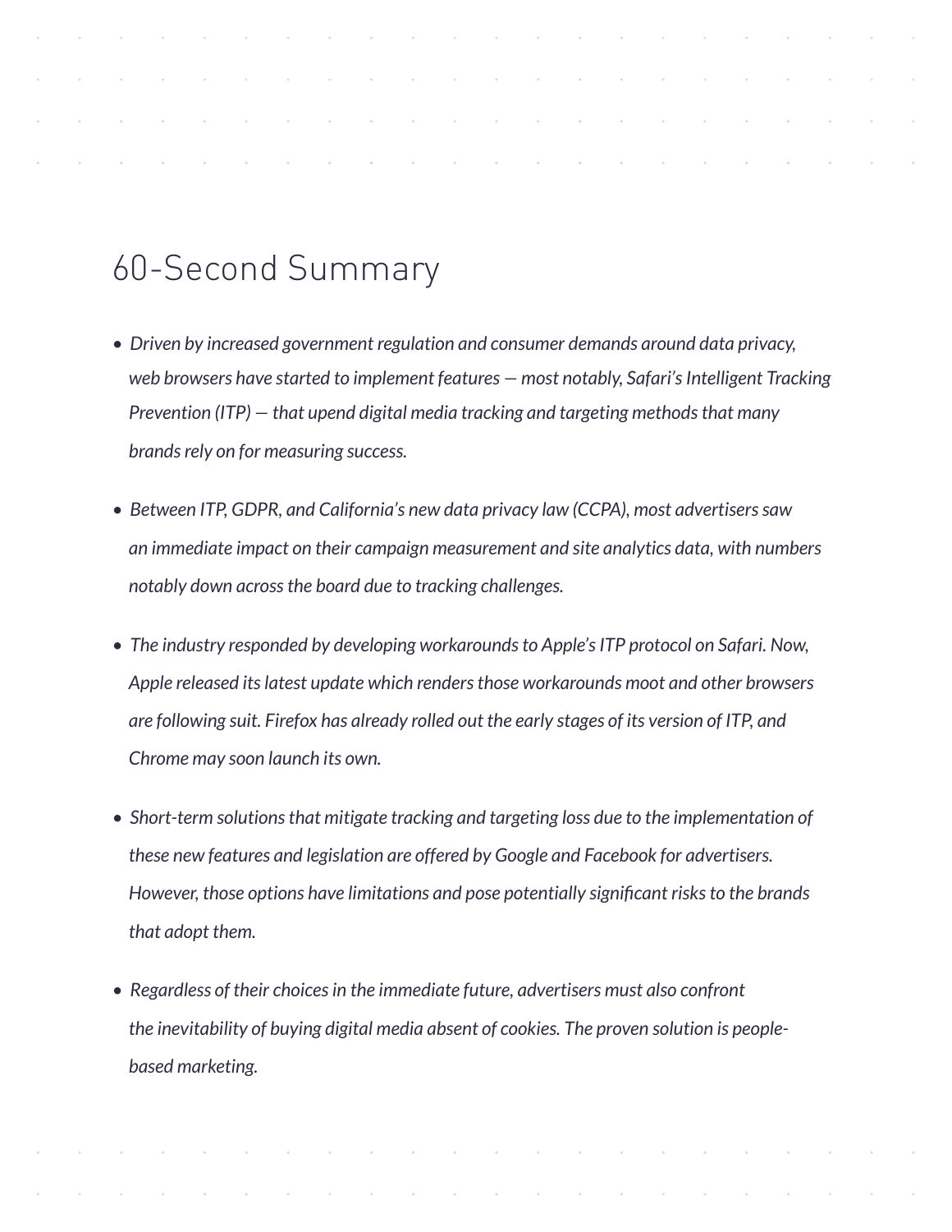# 60-Second Summary

- *Driven by increased government regulation and consumer demands around data privacy, web browsers have started to implement features — most notably, Safari's Intelligent Tracking Prevention (ITP) — that upend digital media tracking and targeting methods that many brands rely on for measuring success.*

- *Between ITP, GDPR, and California's new data privacy law (CCPA), most advertisers saw an immediate impact on their campaign measurement and site analytics data, with numbers notably down across the board due to tracking challenges.*

- *The industry responded by developing workarounds to Apple's ITP protocol on Safari. Now, Apple released its latest update which renders those workarounds moot and other browsers are following suit. Firefox has already rolled out the early stages of its version of ITP, and Chrome may soon launch its own.*

- *Short-term solutions that mitigate tracking and targeting loss due to the implementation of these new features and legislation are offered by Google and Facebook for advertisers. However, those options have limitations and pose potentially significant risks to the brands that adopt them.*

- *Regardless of their choices in the immediate future, advertisers must also confront the inevitability of buying digital media absent of cookies. The proven solution is people-based marketing.*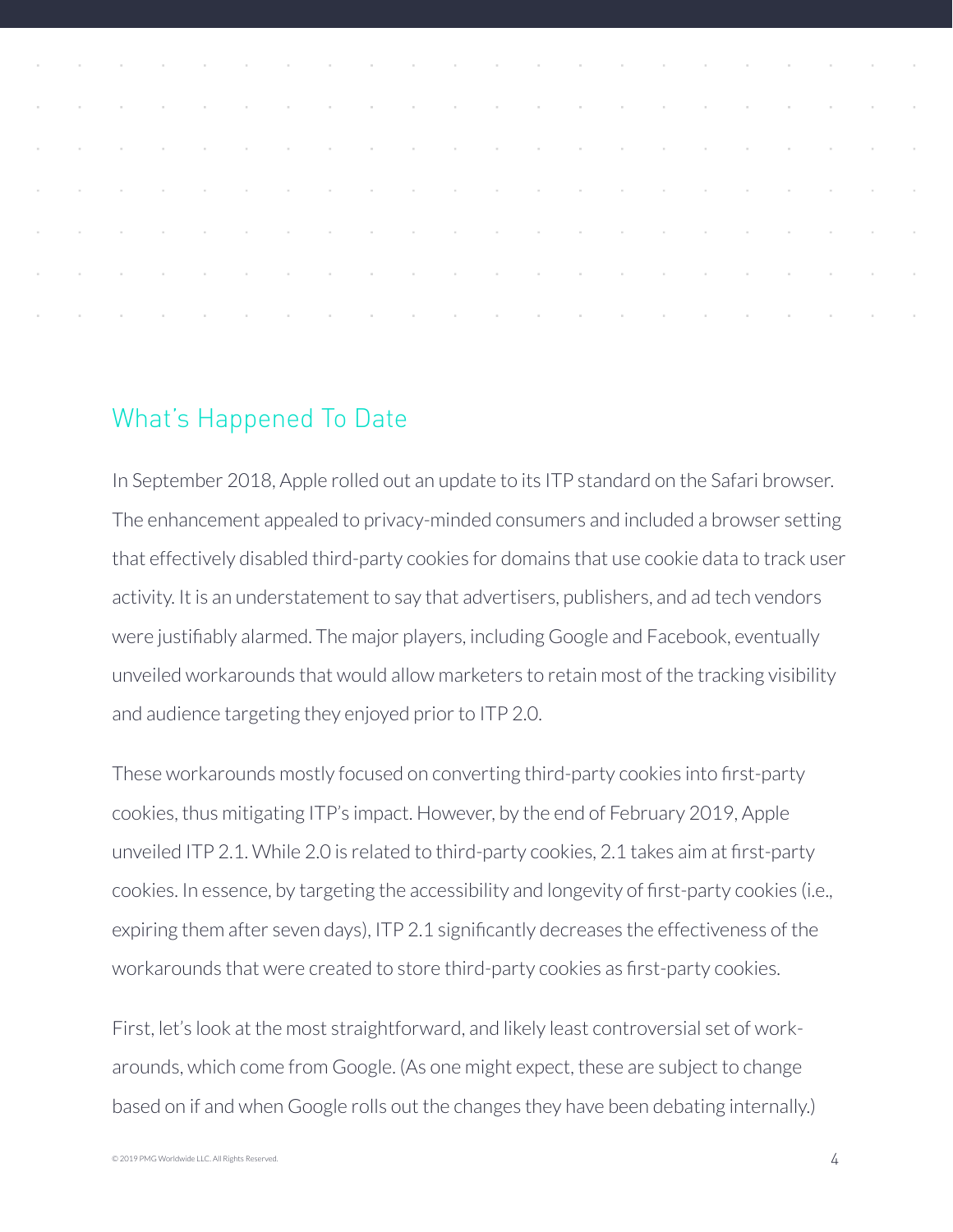## What's Happened To Date

In September 2018, Apple rolled out an update to its ITP standard on the Safari browser. The enhancement appealed to privacy-minded consumers and included a browser setting that effectively disabled third-party cookies for domains that use cookie data to track user activity. It is an understatement to say that advertisers, publishers, and ad tech vendors were justifiably alarmed. The major players, including Google and Facebook, eventually unveiled workarounds that would allow marketers to retain most of the tracking visibility and audience targeting they enjoyed prior to ITP 2.0.

These workarounds mostly focused on converting third-party cookies into first-party cookies, thus mitigating ITP's impact. However, by the end of February 2019, Apple unveiled ITP 2.1. While 2.0 is related to third-party cookies, 2.1 takes aim at first-party cookies. In essence, by targeting the accessibility and longevity of first-party cookies (i.e., expiring them after seven days), ITP 2.1 significantly decreases the effectiveness of the workarounds that were created to store third-party cookies as first-party cookies.

First, let's look at the most straightforward, and likely least controversial set of workarounds, which come from Google. (As one might expect, these are subject to change based on if and when Google rolls out the changes they have been debating internally.)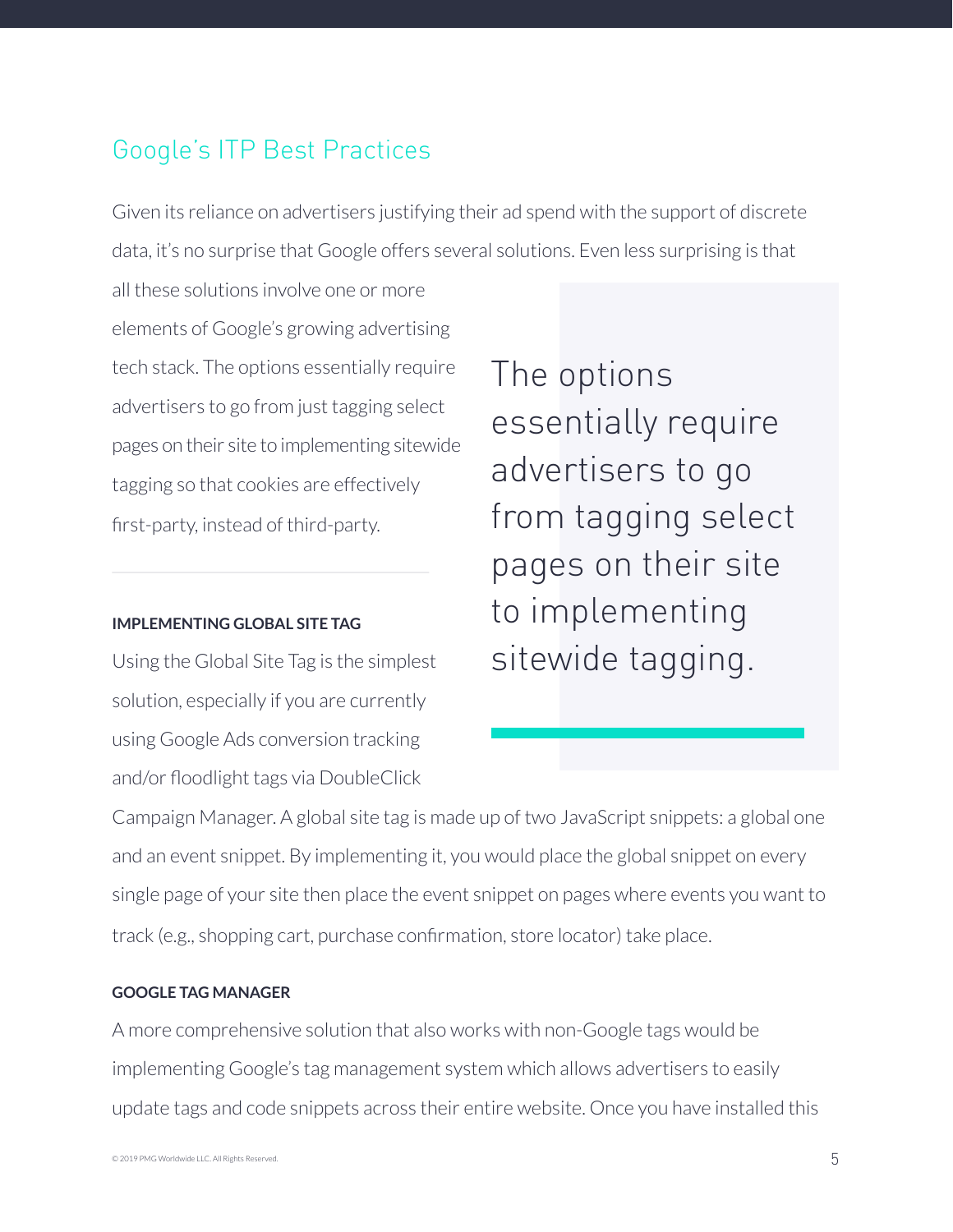## Google's ITP Best Practices

Given its reliance on advertisers justifying their ad spend with the support of discrete data, it's no surprise that Google offers several solutions. Even less surprising is that all these solutions involve one or more elements of Google's growing advertising tech stack. The options essentially require advertisers to go from just tagging select pages on their site to implementing sitewide tagging so that cookies are effectively first-party, instead of third-party.

> The options essentially require advertisers to go from tagging select pages on their site to implementing sitewide tagging.

**IMPLEMENTING GLOBAL SITE TAG**

Using the Global Site Tag is the simplest solution, especially if you are currently using Google Ads conversion tracking and/or floodlight tags via DoubleClick Campaign Manager. A global site tag is made up of two JavaScript snippets: a global one and an event snippet. By implementing it, you would place the global snippet on every single page of your site then place the event snippet on pages where events you want to track (e.g., shopping cart, purchase confirmation, store locator) take place.

**GOOGLE TAG MANAGER**

A more comprehensive solution that also works with non-Google tags would be implementing Google's tag management system which allows advertisers to easily update tags and code snippets across their entire website. Once you have installed this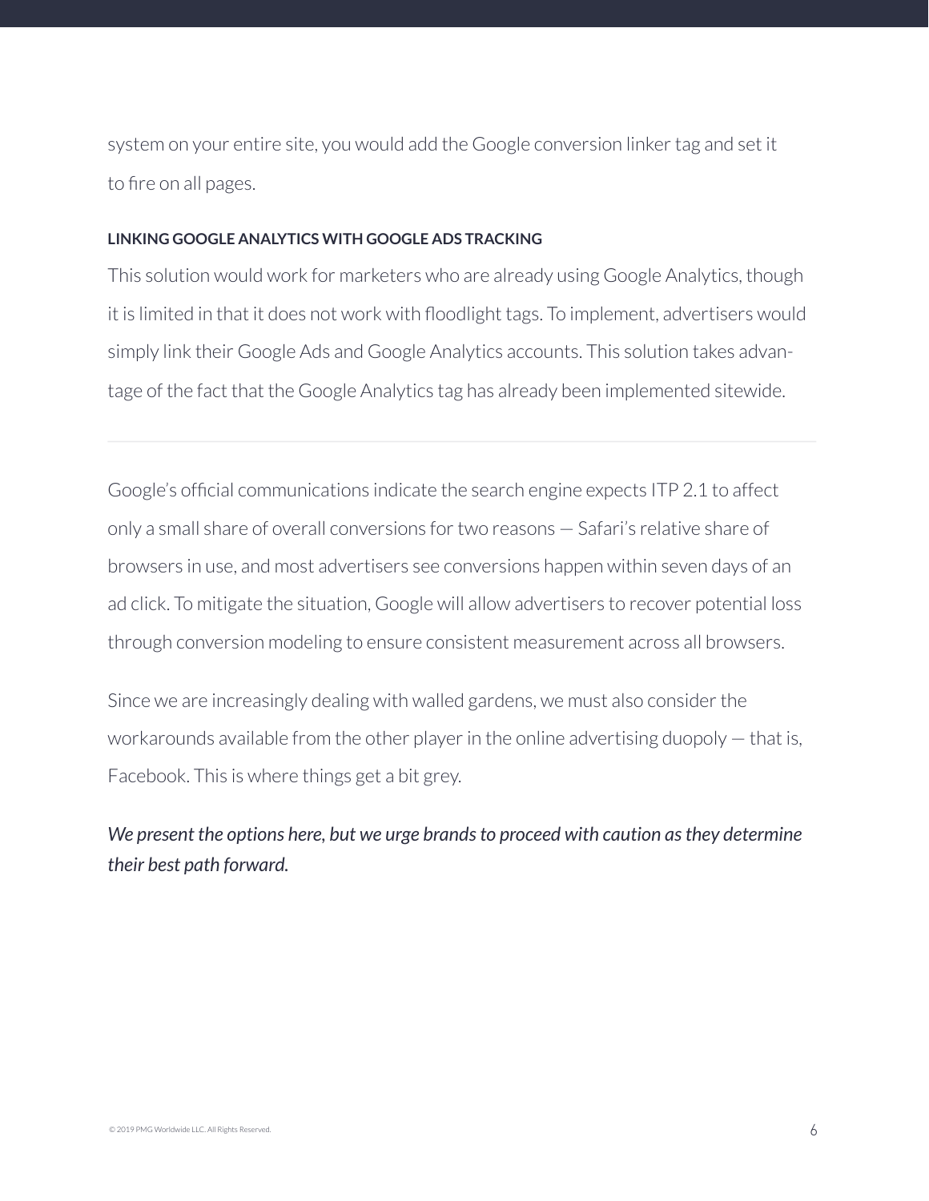system on your entire site, you would add the Google conversion linker tag and set it to fire on all pages.

#### LINKING GOOGLE ANALYTICS WITH GOOGLE ADS TRACKING

This solution would work for marketers who are already using Google Analytics, though it is limited in that it does not work with floodlight tags. To implement, advertisers would simply link their Google Ads and Google Analytics accounts. This solution takes advantage of the fact that the Google Analytics tag has already been implemented sitewide.

---

Google's official communications indicate the search engine expects ITP 2.1 to affect only a small share of overall conversions for two reasons — Safari's relative share of browsers in use, and most advertisers see conversions happen within seven days of an ad click. To mitigate the situation, Google will allow advertisers to recover potential loss through conversion modeling to ensure consistent measurement across all browsers.

Since we are increasingly dealing with walled gardens, we must also consider the workarounds available from the other player in the online advertising duopoly — that is, Facebook. This is where things get a bit grey.

***We present the options here, but we urge brands to proceed with caution as they determine their best path forward.***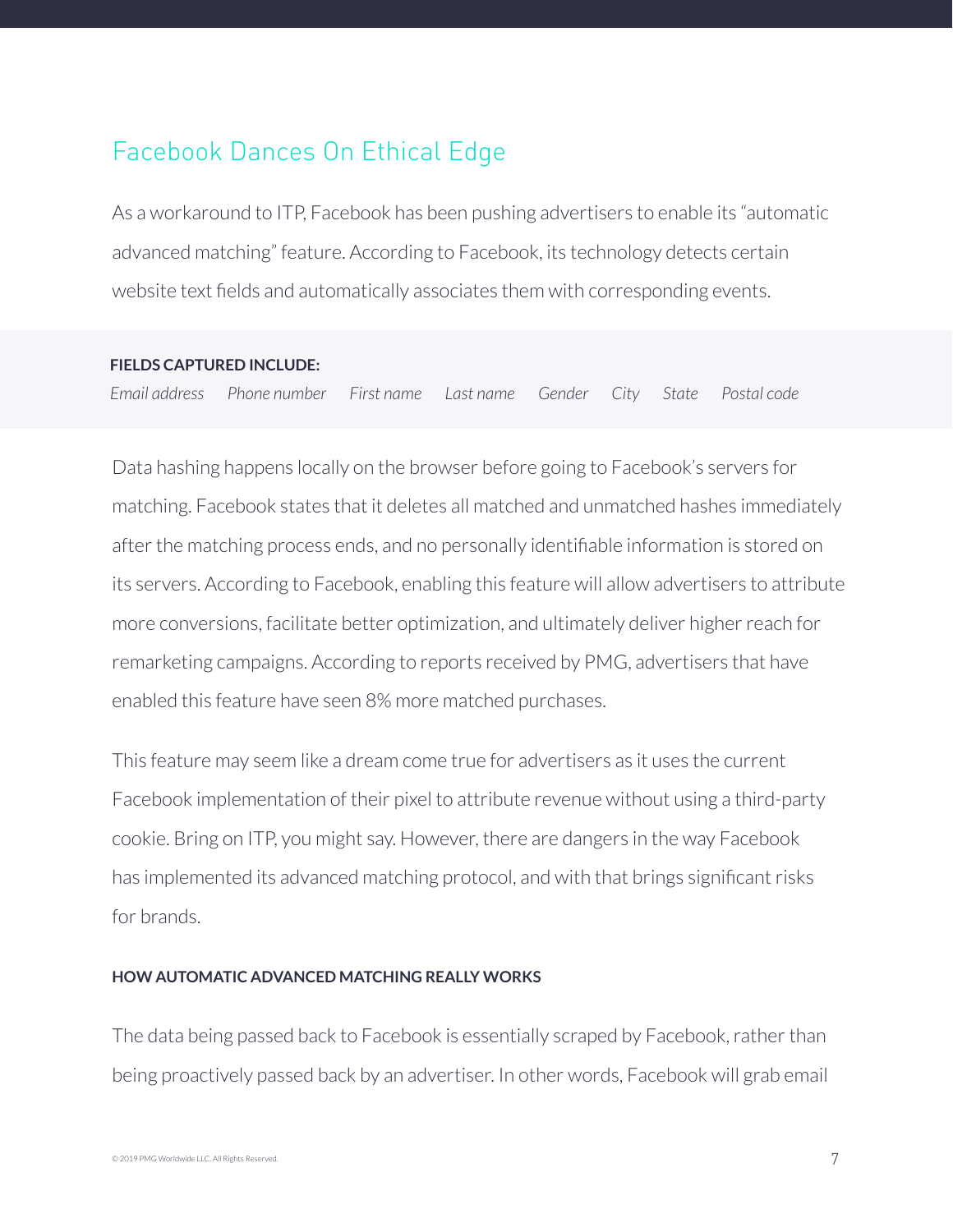## Facebook Dances On Ethical Edge

As a workaround to ITP, Facebook has been pushing advertisers to enable its "automatic advanced matching" feature. According to Facebook, its technology detects certain website text fields and automatically associates them with corresponding events.

**FIELDS CAPTURED INCLUDE:**

*Email address* *Phone number* *First name* *Last name* *Gender* *City* *State* *Postal code*

Data hashing happens locally on the browser before going to Facebook's servers for matching. Facebook states that it deletes all matched and unmatched hashes immediately after the matching process ends, and no personally identifiable information is stored on its servers. According to Facebook, enabling this feature will allow advertisers to attribute more conversions, facilitate better optimization, and ultimately deliver higher reach for remarketing campaigns. According to reports received by PMG, advertisers that have enabled this feature have seen 8% more matched purchases.

This feature may seem like a dream come true for advertisers as it uses the current Facebook implementation of their pixel to attribute revenue without using a third-party cookie. Bring on ITP, you might say. However, there are dangers in the way Facebook has implemented its advanced matching protocol, and with that brings significant risks for brands.

**HOW AUTOMATIC ADVANCED MATCHING REALLY WORKS**

The data being passed back to Facebook is essentially scraped by Facebook, rather than being proactively passed back by an advertiser. In other words, Facebook will grab email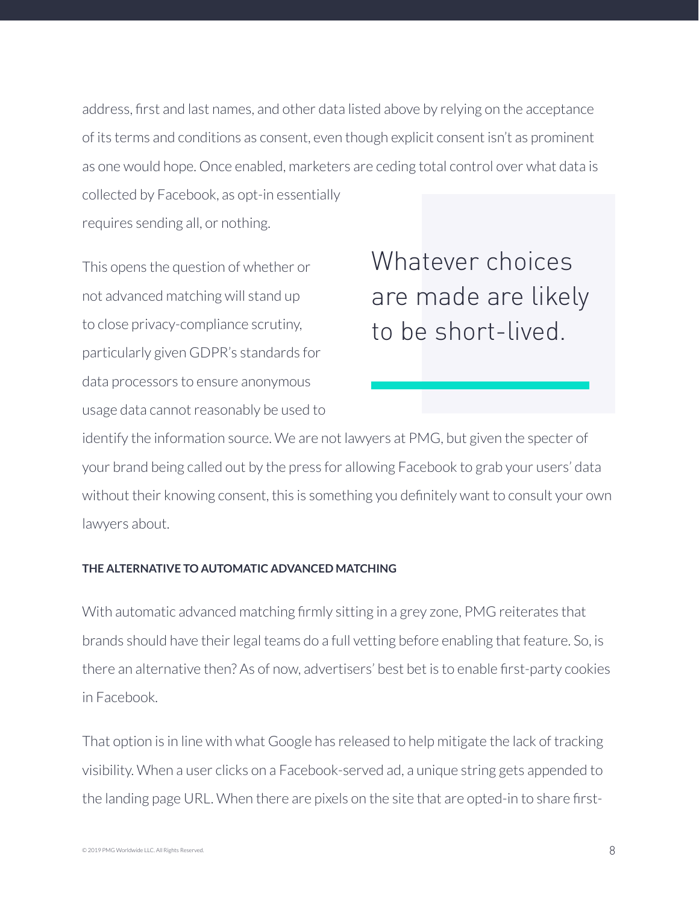address, first and last names, and other data listed above by relying on the acceptance of its terms and conditions as consent, even though explicit consent isn't as prominent as one would hope. Once enabled, marketers are ceding total control over what data is collected by Facebook, as opt-in essentially requires sending all, or nothing.

> Whatever choices are made are likely to be short-lived.

This opens the question of whether or not advanced matching will stand up to close privacy-compliance scrutiny, particularly given GDPR's standards for data processors to ensure anonymous usage data cannot reasonably be used to identify the information source. We are not lawyers at PMG, but given the specter of your brand being called out by the press for allowing Facebook to grab your users' data without their knowing consent, this is something you definitely want to consult your own lawyers about.

**THE ALTERNATIVE TO AUTOMATIC ADVANCED MATCHING**

With automatic advanced matching firmly sitting in a grey zone, PMG reiterates that brands should have their legal teams do a full vetting before enabling that feature. So, is there an alternative then? As of now, advertisers' best bet is to enable first-party cookies in Facebook.

That option is in line with what Google has released to help mitigate the lack of tracking visibility. When a user clicks on a Facebook-served ad, a unique string gets appended to the landing page URL. When there are pixels on the site that are opted-in to share first-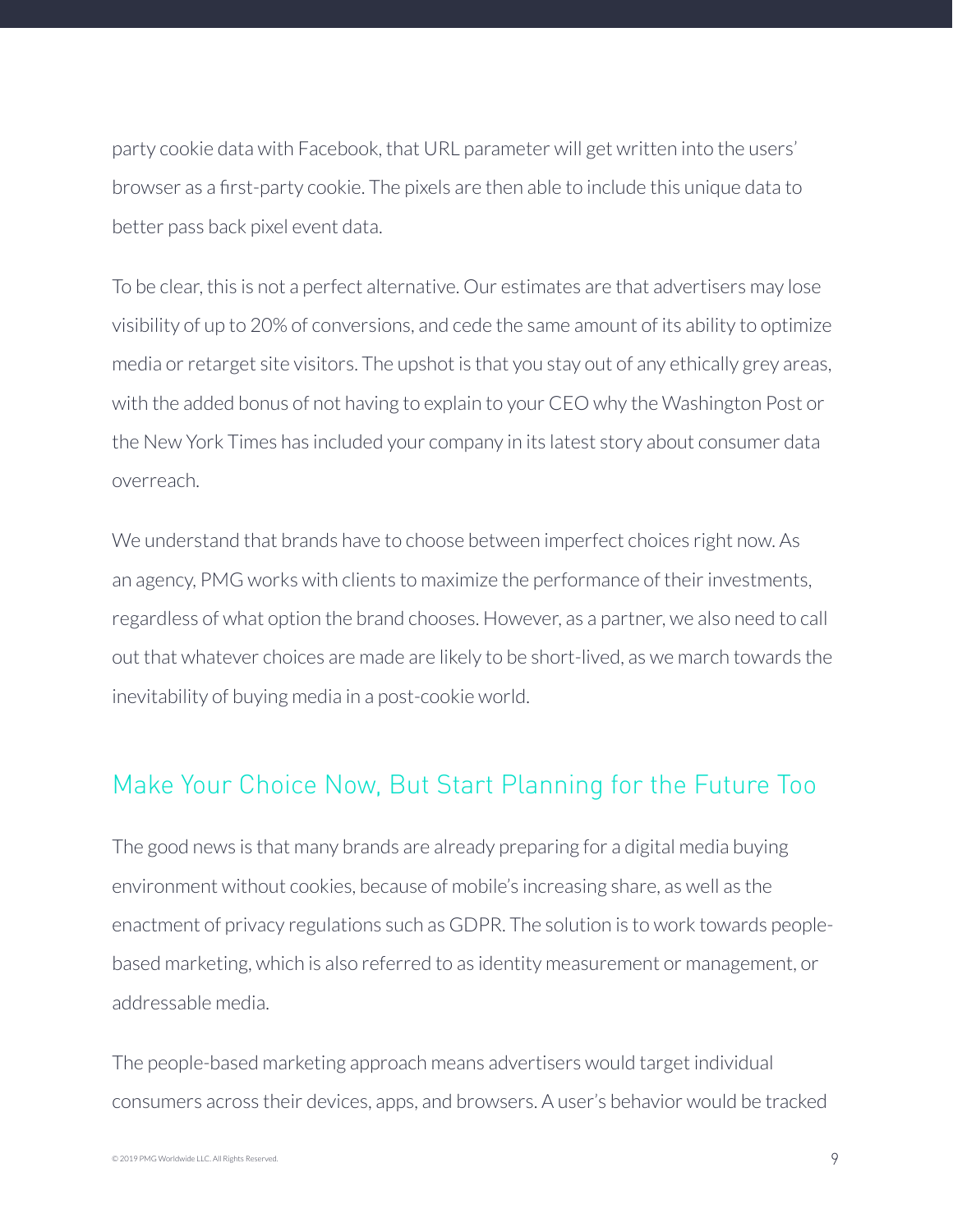party cookie data with Facebook, that URL parameter will get written into the users' browser as a first-party cookie. The pixels are then able to include this unique data to better pass back pixel event data.

To be clear, this is not a perfect alternative. Our estimates are that advertisers may lose visibility of up to 20% of conversions, and cede the same amount of its ability to optimize media or retarget site visitors. The upshot is that you stay out of any ethically grey areas, with the added bonus of not having to explain to your CEO why the Washington Post or the New York Times has included your company in its latest story about consumer data overreach.

We understand that brands have to choose between imperfect choices right now. As an agency, PMG works with clients to maximize the performance of their investments, regardless of what option the brand chooses. However, as a partner, we also need to call out that whatever choices are made are likely to be short-lived, as we march towards the inevitability of buying media in a post-cookie world.

## Make Your Choice Now, But Start Planning for the Future Too

The good news is that many brands are already preparing for a digital media buying environment without cookies, because of mobile's increasing share, as well as the enactment of privacy regulations such as GDPR. The solution is to work towards people-based marketing, which is also referred to as identity measurement or management, or addressable media.

The people-based marketing approach means advertisers would target individual consumers across their devices, apps, and browsers. A user's behavior would be tracked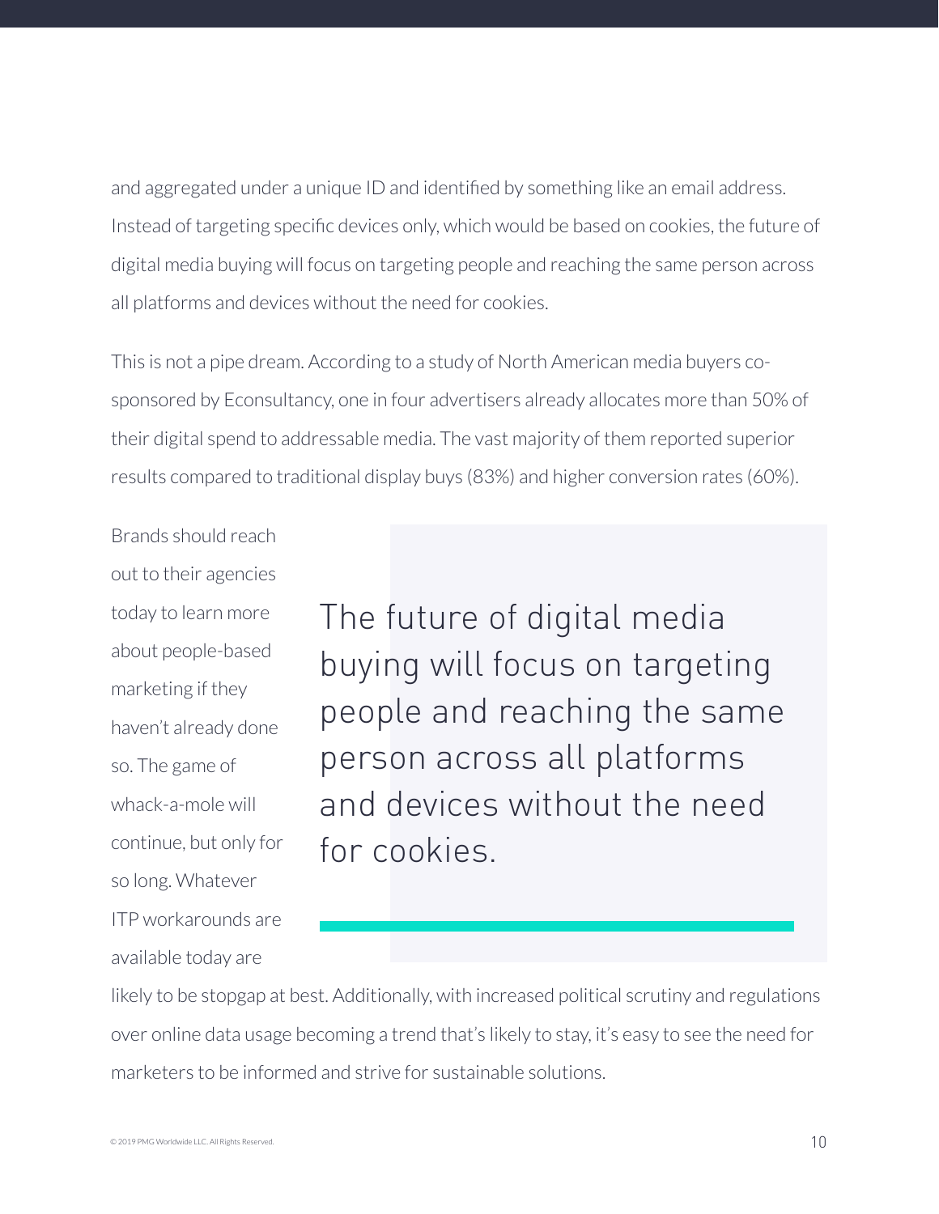and aggregated under a unique ID and identified by something like an email address. Instead of targeting specific devices only, which would be based on cookies, the future of digital media buying will focus on targeting people and reaching the same person across all platforms and devices without the need for cookies.

This is not a pipe dream. According to a study of North American media buyers co-sponsored by Econsultancy, one in four advertisers already allocates more than 50% of their digital spend to addressable media. The vast majority of them reported superior results compared to traditional display buys (83%) and higher conversion rates (60%).

> The future of digital media buying will focus on targeting people and reaching the same person across all platforms and devices without the need for cookies.

Brands should reach out to their agencies today to learn more about people-based marketing if they haven't already done so. The game of whack-a-mole will continue, but only for so long. Whatever ITP workarounds are available today are likely to be stopgap at best. Additionally, with increased political scrutiny and regulations over online data usage becoming a trend that's likely to stay, it's easy to see the need for marketers to be informed and strive for sustainable solutions.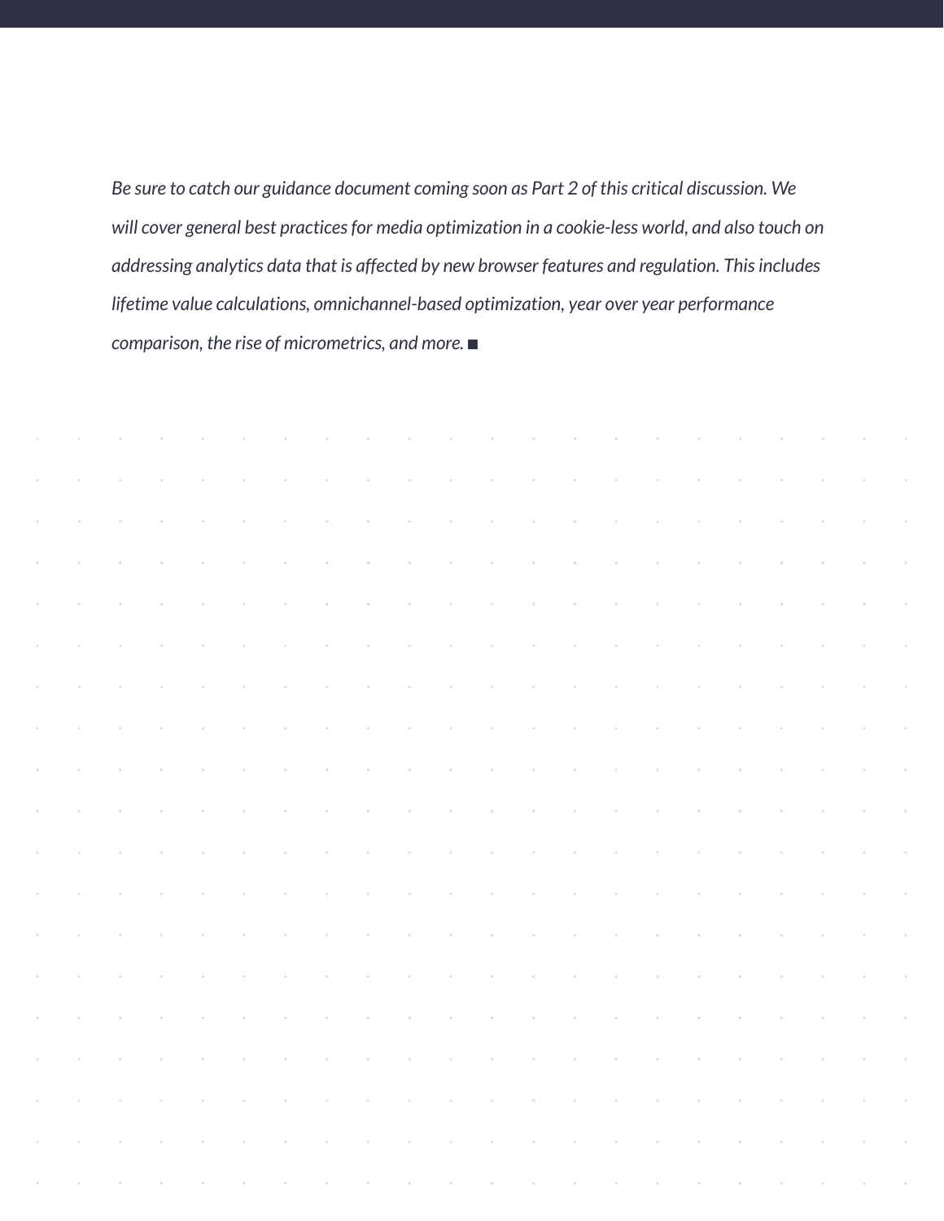*Be sure to catch our guidance document coming soon as Part 2 of this critical discussion. We will cover general best practices for media optimization in a cookie-less world, and also touch on addressing analytics data that is affected by new browser features and regulation. This includes lifetime value calculations, omnichannel-based optimization, year over year performance comparison, the rise of micrometrics, and more.* ■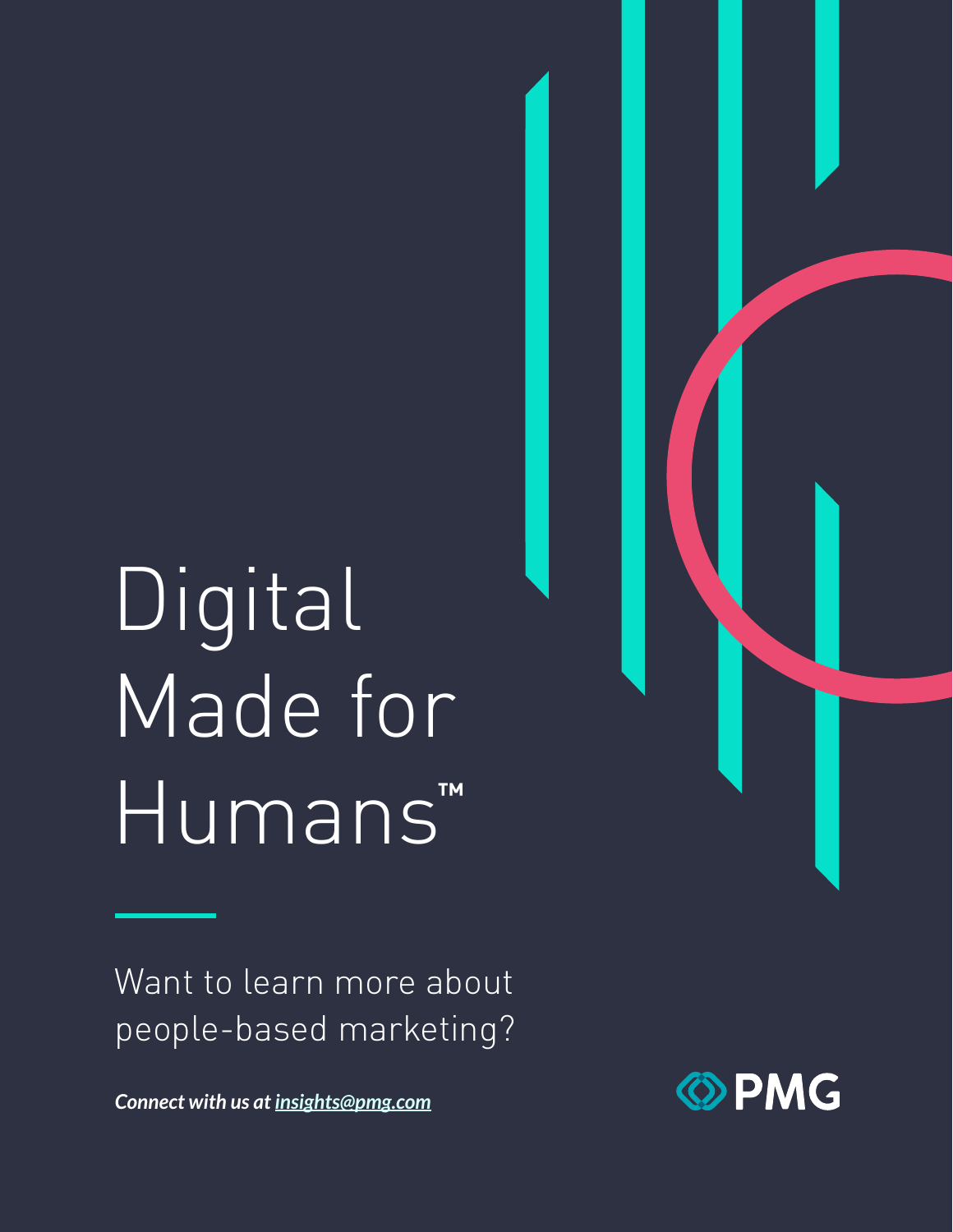# Digital Made for Humans™

Want to learn more about people-based marketing?

***Connect with us at [insights@pmg.com](mailto:insights@pmg.com)***

PMG